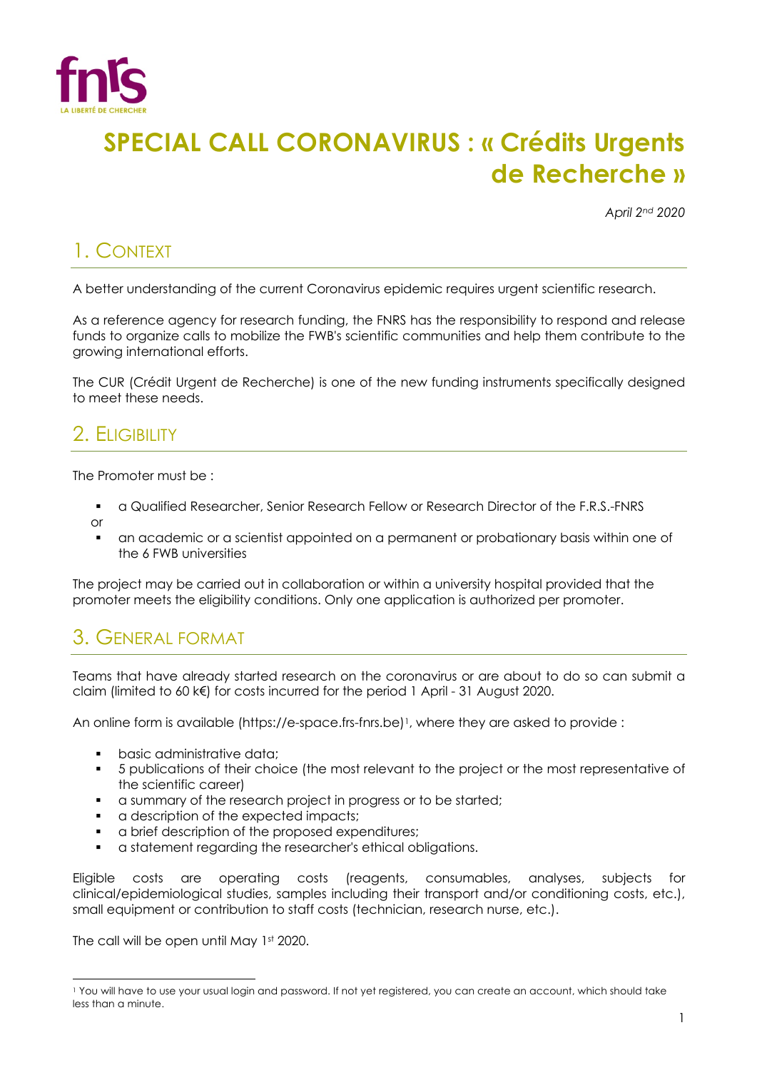# SPECIAL CALL CORONAVIRUS : « Crédits Urgents de Recherche »

*April 2nd 2020*

## 1. Context

A better understanding of the current Coronavirus epidemic requires urgent scientific research.

As a reference agency for research funding, the FNRS has the responsibility to respond and release funds to organize calls to mobilize the FWB's scientific communities and help them contribute to the growing international efforts.

The CUR (Crédit Urgent de Recherche) is one of the new funding instruments specifically designed to meet these needs.

## 2. Eligibility

The Promoter must be :

- a Qualified Researcher, Senior Research Fellow or Research Director of the F.R.S.-FNRS

or

- an academic or a scientist appointed on a permanent or probationary basis within one of the 6 FWB universities

The project may be carried out in collaboration or within a university hospital provided that the promoter meets the eligibility conditions. Only one application is authorized per promoter.

## 3. General format

Teams that have already started research on the coronavirus or are about to do so can submit a claim (limited to 60 k€) for costs incurred for the period 1 April - 31 August 2020.

An online form is available (https://e-space.frs-fnrs.be)[1], where they are asked to provide :

- basic administrative data;
- 5 publications of their choice (the most relevant to the project or the most representative of the scientific career)
- a summary of the research project in progress or to be started;
- a description of the expected impacts;
- a brief description of the proposed expenditures;
- a statement regarding the researcher's ethical obligations.

Eligible costs are operating costs (reagents, consumables, analyses, subjects for clinical/epidemiological studies, samples including their transport and/or conditioning costs, etc.), small equipment or contribution to staff costs (technician, research nurse, etc.).

The call will be open until May 1st 2020.

[1] You will have to use your usual login and password. If not yet registered, you can create an account, which should take less than a minute.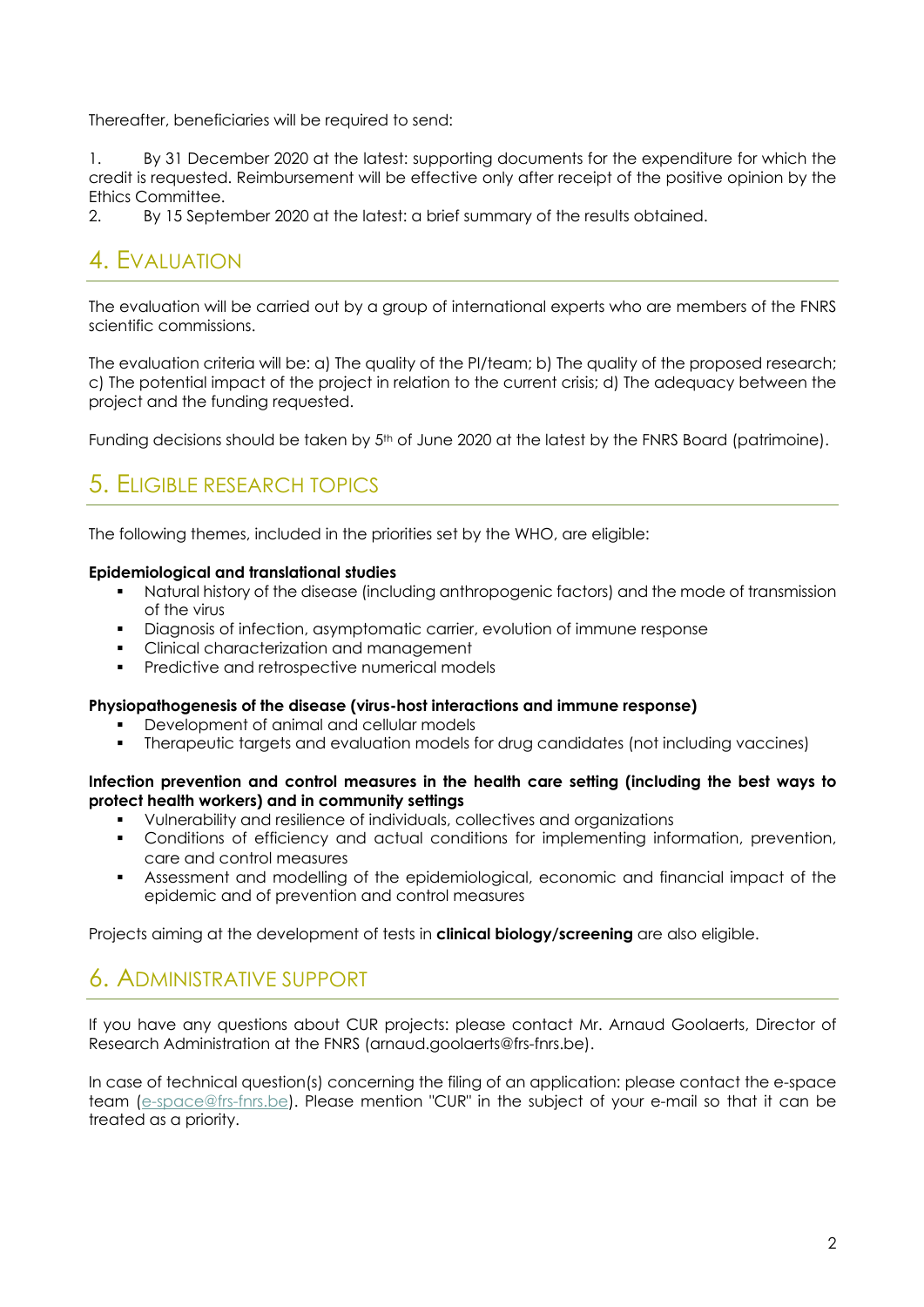Thereafter, beneficiaries will be required to send:

1. By 31 December 2020 at the latest: supporting documents for the expenditure for which the credit is requested. Reimbursement will be effective only after receipt of the positive opinion by the Ethics Committee.
2. By 15 September 2020 at the latest: a brief summary of the results obtained.

## 4. Evaluation

The evaluation will be carried out by a group of international experts who are members of the FNRS scientific commissions.

The evaluation criteria will be: a) The quality of the PI/team; b) The quality of the proposed research; c) The potential impact of the project in relation to the current crisis; d) The adequacy between the project and the funding requested.

Funding decisions should be taken by 5th of June 2020 at the latest by the FNRS Board (patrimoine).

## 5. Eligible research topics

The following themes, included in the priorities set by the WHO, are eligible:

**Epidemiological and translational studies**

- Natural history of the disease (including anthropogenic factors) and the mode of transmission of the virus
- Diagnosis of infection, asymptomatic carrier, evolution of immune response
- Clinical characterization and management
- Predictive and retrospective numerical models

**Physiopathogenesis of the disease (virus-host interactions and immune response)**

- Development of animal and cellular models
- Therapeutic targets and evaluation models for drug candidates (not including vaccines)

**Infection prevention and control measures in the health care setting (including the best ways to protect health workers) and in community settings**

- Vulnerability and resilience of individuals, collectives and organizations
- Conditions of efficiency and actual conditions for implementing information, prevention, care and control measures
- Assessment and modelling of the epidemiological, economic and financial impact of the epidemic and of prevention and control measures

Projects aiming at the development of tests in **clinical biology/screening** are also eligible.

## 6. Administrative support

If you have any questions about CUR projects: please contact Mr. Arnaud Goolaerts, Director of Research Administration at the FNRS (arnaud.goolaerts@frs-fnrs.be).

In case of technical question(s) concerning the filing of an application: please contact the e-space team (e-space@frs-fnrs.be). Please mention "CUR" in the subject of your e-mail so that it can be treated as a priority.